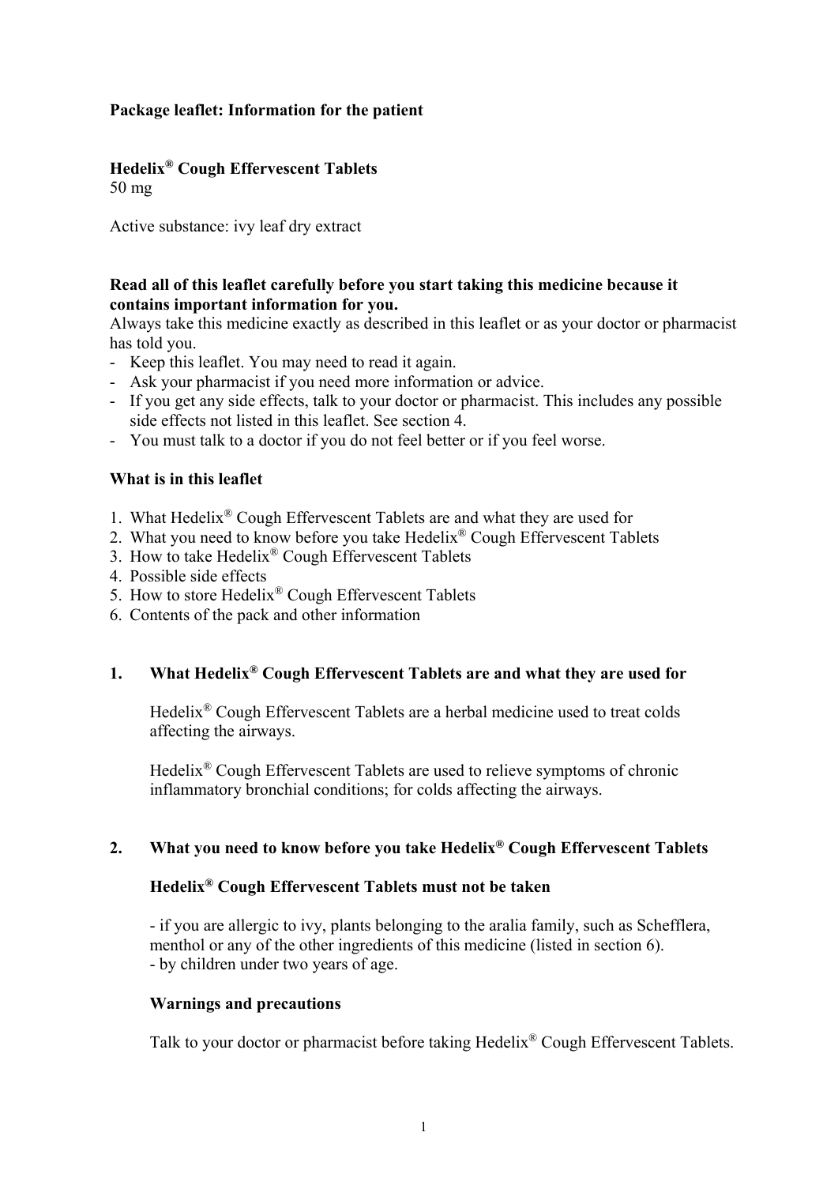**Package leaflet: Information for the patient**

**Hedelix® Cough Effervescent Tablets**
50 mg

Active substance: ivy leaf dry extract

**Read all of this leaflet carefully before you start taking this medicine because it contains important information for you.**
Always take this medicine exactly as described in this leaflet or as your doctor or pharmacist has told you.

- Keep this leaflet. You may need to read it again.
- Ask your pharmacist if you need more information or advice.
- If you get any side effects, talk to your doctor or pharmacist. This includes any possible side effects not listed in this leaflet. See section 4.
- You must talk to a doctor if you do not feel better or if you feel worse.

**What is in this leaflet**

1. What Hedelix® Cough Effervescent Tablets are and what they are used for
2. What you need to know before you take Hedelix® Cough Effervescent Tablets
3. How to take Hedelix® Cough Effervescent Tablets
4. Possible side effects
5. How to store Hedelix® Cough Effervescent Tablets
6. Contents of the pack and other information

## 1. What Hedelix® Cough Effervescent Tablets are and what they are used for

Hedelix® Cough Effervescent Tablets are a herbal medicine used to treat colds affecting the airways.

Hedelix® Cough Effervescent Tablets are used to relieve symptoms of chronic inflammatory bronchial conditions; for colds affecting the airways.

## 2. What you need to know before you take Hedelix® Cough Effervescent Tablets

**Hedelix® Cough Effervescent Tablets must not be taken**

- if you are allergic to ivy, plants belonging to the aralia family, such as Schefflera, menthol or any of the other ingredients of this medicine (listed in section 6).
- by children under two years of age.

**Warnings and precautions**

Talk to your doctor or pharmacist before taking Hedelix® Cough Effervescent Tablets.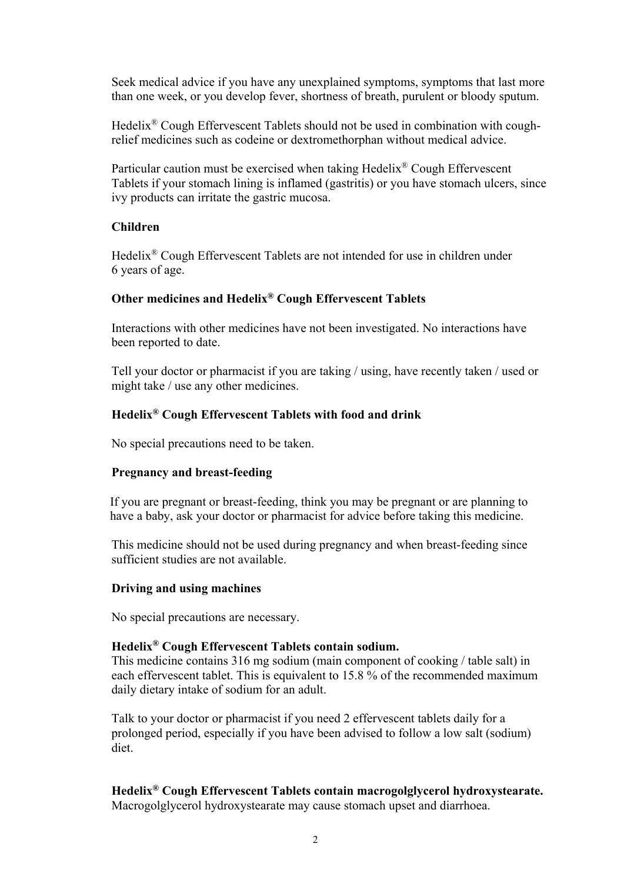Seek medical advice if you have any unexplained symptoms, symptoms that last more than one week, or you develop fever, shortness of breath, purulent or bloody sputum.

Hedelix® Cough Effervescent Tablets should not be used in combination with cough-relief medicines such as codeine or dextromethorphan without medical advice.

Particular caution must be exercised when taking Hedelix® Cough Effervescent Tablets if your stomach lining is inflamed (gastritis) or you have stomach ulcers, since ivy products can irritate the gastric mucosa.

**Children**

Hedelix® Cough Effervescent Tablets are not intended for use in children under 6 years of age.

**Other medicines and Hedelix® Cough Effervescent Tablets**

Interactions with other medicines have not been investigated. No interactions have been reported to date.

Tell your doctor or pharmacist if you are taking / using, have recently taken / used or might take / use any other medicines.

**Hedelix® Cough Effervescent Tablets with food and drink**

No special precautions need to be taken.

**Pregnancy and breast-feeding**

If you are pregnant or breast-feeding, think you may be pregnant or are planning to have a baby, ask your doctor or pharmacist for advice before taking this medicine.

This medicine should not be used during pregnancy and when breast-feeding since sufficient studies are not available.

**Driving and using machines**

No special precautions are necessary.

**Hedelix® Cough Effervescent Tablets contain sodium.**
This medicine contains 316 mg sodium (main component of cooking / table salt) in each effervescent tablet. This is equivalent to 15.8 % of the recommended maximum daily dietary intake of sodium for an adult.

Talk to your doctor or pharmacist if you need 2 effervescent tablets daily for a prolonged period, especially if you have been advised to follow a low salt (sodium) diet.

**Hedelix® Cough Effervescent Tablets contain macrogolglycerol hydroxystearate.**
Macrogolglycerol hydroxystearate may cause stomach upset and diarrhoea.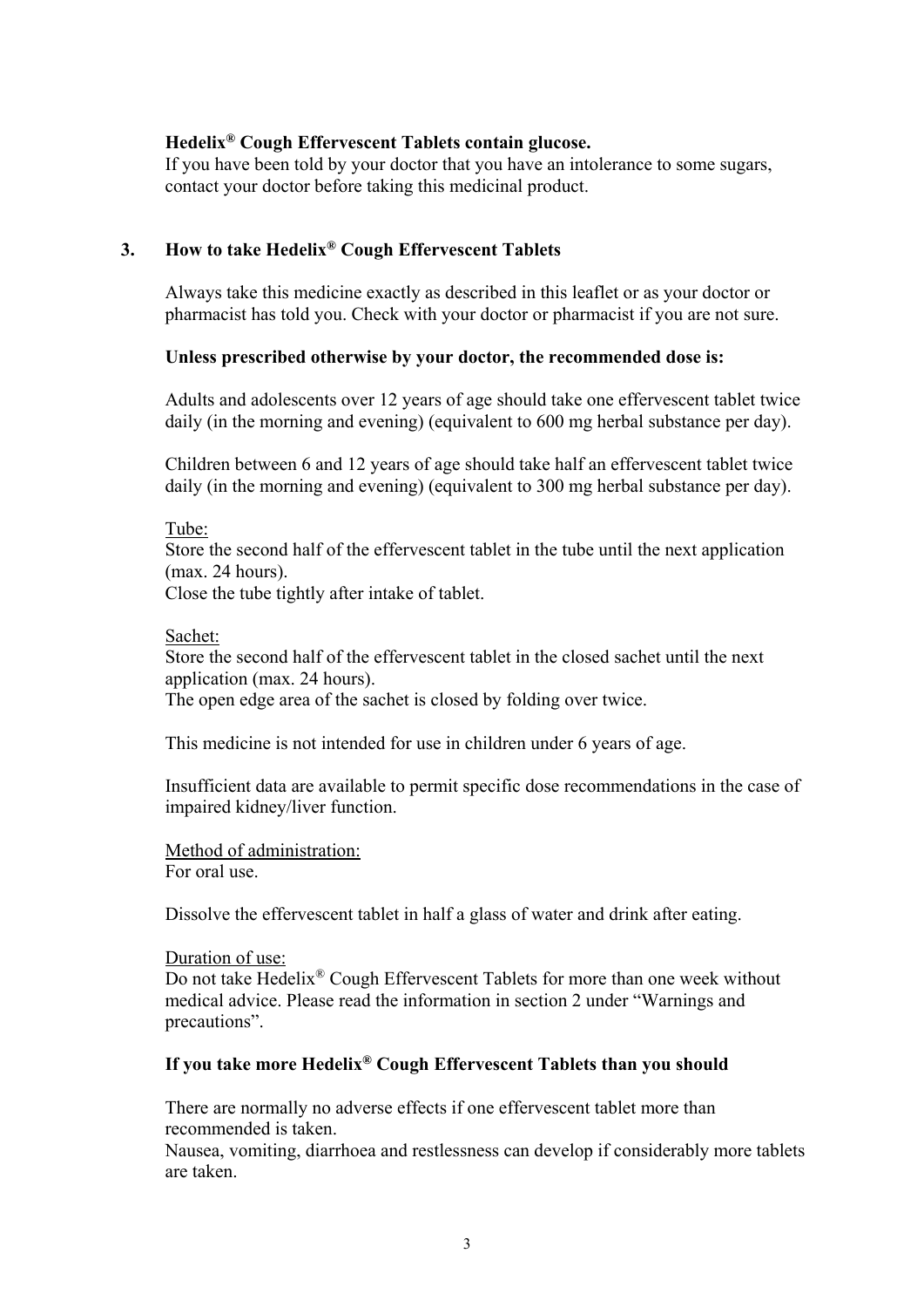**Hedelix® Cough Effervescent Tablets contain glucose.**
If you have been told by your doctor that you have an intolerance to some sugars, contact your doctor before taking this medicinal product.

## 3. How to take Hedelix® Cough Effervescent Tablets

Always take this medicine exactly as described in this leaflet or as your doctor or pharmacist has told you. Check with your doctor or pharmacist if you are not sure.

**Unless prescribed otherwise by your doctor, the recommended dose is:**

Adults and adolescents over 12 years of age should take one effervescent tablet twice daily (in the morning and evening) (equivalent to 600 mg herbal substance per day).

Children between 6 and 12 years of age should take half an effervescent tablet twice daily (in the morning and evening) (equivalent to 300 mg herbal substance per day).

<u>Tube:</u>
Store the second half of the effervescent tablet in the tube until the next application (max. 24 hours).
Close the tube tightly after intake of tablet.

<u>Sachet:</u>
Store the second half of the effervescent tablet in the closed sachet until the next application (max. 24 hours).
The open edge area of the sachet is closed by folding over twice.

This medicine is not intended for use in children under 6 years of age.

Insufficient data are available to permit specific dose recommendations in the case of impaired kidney/liver function.

<u>Method of administration:</u>
For oral use.

Dissolve the effervescent tablet in half a glass of water and drink after eating.

<u>Duration of use:</u>
Do not take Hedelix® Cough Effervescent Tablets for more than one week without medical advice. Please read the information in section 2 under "Warnings and precautions".

**If you take more Hedelix® Cough Effervescent Tablets than you should**

There are normally no adverse effects if one effervescent tablet more than recommended is taken.
Nausea, vomiting, diarrhoea and restlessness can develop if considerably more tablets are taken.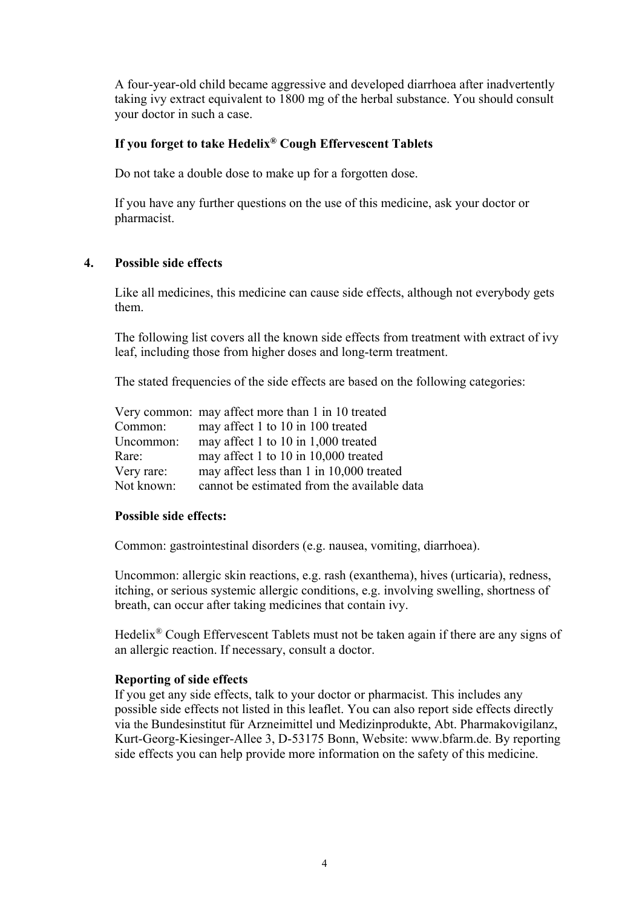A four-year-old child became aggressive and developed diarrhoea after inadvertently taking ivy extract equivalent to 1800 mg of the herbal substance. You should consult your doctor in such a case.

**If you forget to take Hedelix® Cough Effervescent Tablets**

Do not take a double dose to make up for a forgotten dose.

If you have any further questions on the use of this medicine, ask your doctor or pharmacist.

## 4. Possible side effects

Like all medicines, this medicine can cause side effects, although not everybody gets them.

The following list covers all the known side effects from treatment with extract of ivy leaf, including those from higher doses and long-term treatment.

The stated frequencies of the side effects are based on the following categories:

| | |
|---|---|
| Very common: | may affect more than 1 in 10 treated |
| Common: | may affect 1 to 10 in 100 treated |
| Uncommon: | may affect 1 to 10 in 1,000 treated |
| Rare: | may affect 1 to 10 in 10,000 treated |
| Very rare: | may affect less than 1 in 10,000 treated |
| Not known: | cannot be estimated from the available data |

**Possible side effects:**

Common: gastrointestinal disorders (e.g. nausea, vomiting, diarrhoea).

Uncommon: allergic skin reactions, e.g. rash (exanthema), hives (urticaria), redness, itching, or serious systemic allergic conditions, e.g. involving swelling, shortness of breath, can occur after taking medicines that contain ivy.

Hedelix® Cough Effervescent Tablets must not be taken again if there are any signs of an allergic reaction. If necessary, consult a doctor.

**Reporting of side effects**

If you get any side effects, talk to your doctor or pharmacist. This includes any possible side effects not listed in this leaflet. You can also report side effects directly via the Bundesinstitut für Arzneimittel und Medizinprodukte, Abt. Pharmakovigilanz, Kurt-Georg-Kiesinger-Allee 3, D-53175 Bonn, Website: www.bfarm.de. By reporting side effects you can help provide more information on the safety of this medicine.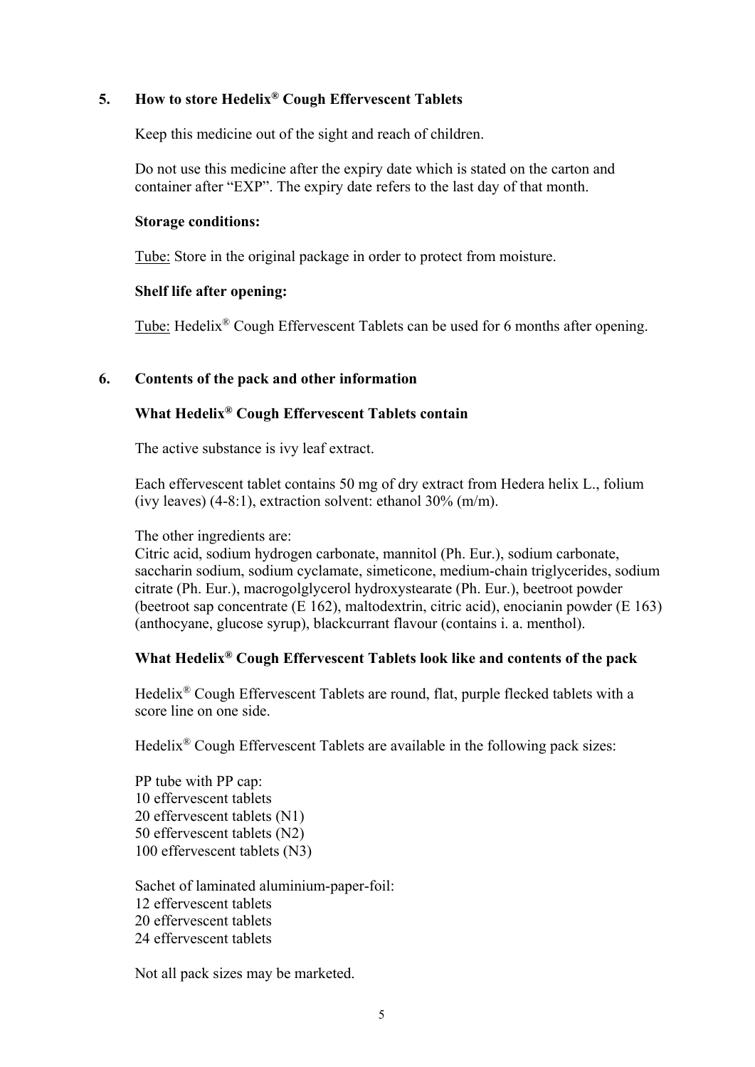## 5. How to store Hedelix® Cough Effervescent Tablets

Keep this medicine out of the sight and reach of children.

Do not use this medicine after the expiry date which is stated on the carton and container after "EXP". The expiry date refers to the last day of that month.

**Storage conditions:**

Tube: Store in the original package in order to protect from moisture.

**Shelf life after opening:**

Tube: Hedelix® Cough Effervescent Tablets can be used for 6 months after opening.

## 6. Contents of the pack and other information

### What Hedelix® Cough Effervescent Tablets contain

The active substance is ivy leaf extract.

Each effervescent tablet contains 50 mg of dry extract from Hedera helix L., folium (ivy leaves) (4-8:1), extraction solvent: ethanol 30% (m/m).

The other ingredients are:
Citric acid, sodium hydrogen carbonate, mannitol (Ph. Eur.), sodium carbonate, saccharin sodium, sodium cyclamate, simeticone, medium-chain triglycerides, sodium citrate (Ph. Eur.), macrogolglycerol hydroxystearate (Ph. Eur.), beetroot powder (beetroot sap concentrate (E 162), maltodextrin, citric acid), enocianin powder (E 163) (anthocyane, glucose syrup), blackcurrant flavour (contains i. a. menthol).

### What Hedelix® Cough Effervescent Tablets look like and contents of the pack

Hedelix® Cough Effervescent Tablets are round, flat, purple flecked tablets with a score line on one side.

Hedelix® Cough Effervescent Tablets are available in the following pack sizes:

PP tube with PP cap:
10 effervescent tablets
20 effervescent tablets (N1)
50 effervescent tablets (N2)
100 effervescent tablets (N3)

Sachet of laminated aluminium-paper-foil:
12 effervescent tablets
20 effervescent tablets
24 effervescent tablets

Not all pack sizes may be marketed.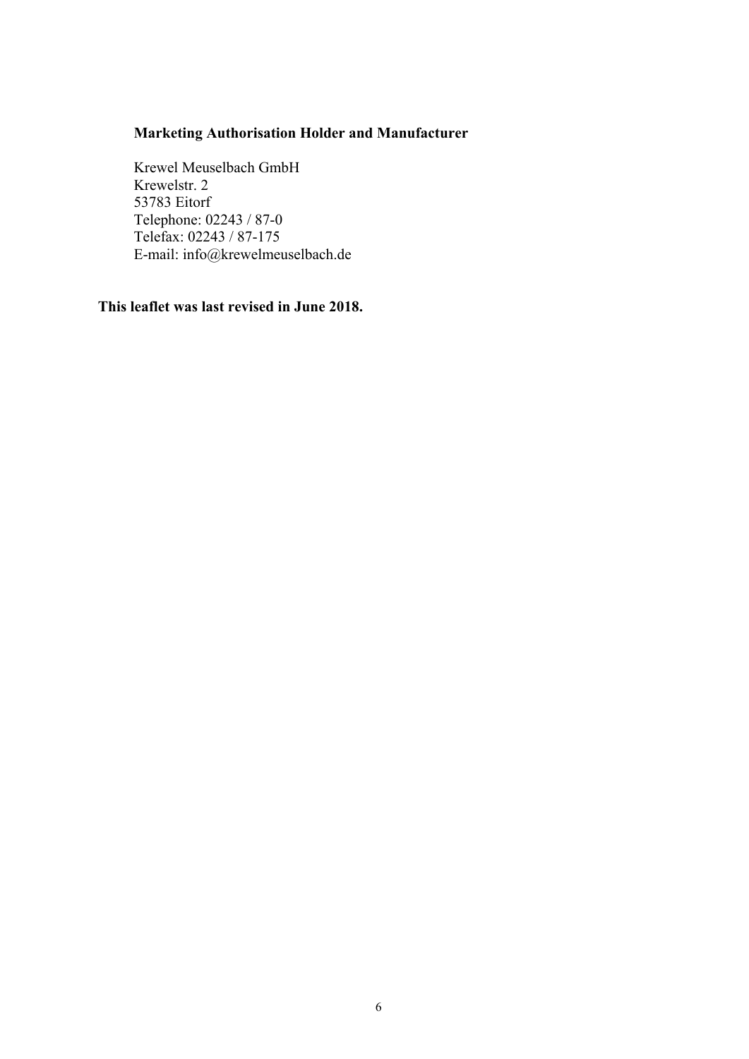**Marketing Authorisation Holder and Manufacturer**

Krewel Meuselbach GmbH
Krewelstr. 2
53783 Eitorf
Telephone: 02243 / 87-0
Telefax: 02243 / 87-175
E-mail: info@krewelmeuselbach.de

**This leaflet was last revised in June 2018.**